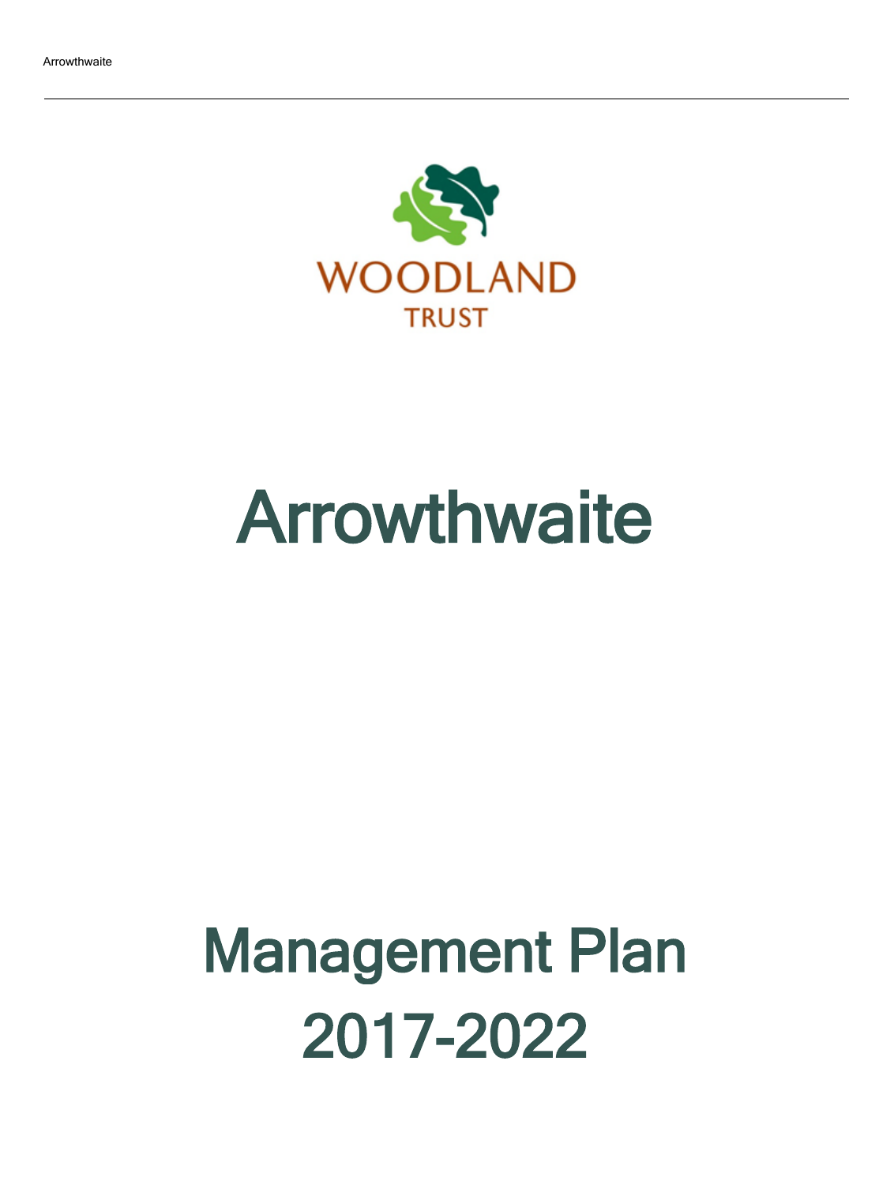WOODLAND TRUST

# Arrowthwaite

# Management Plan 2017-2022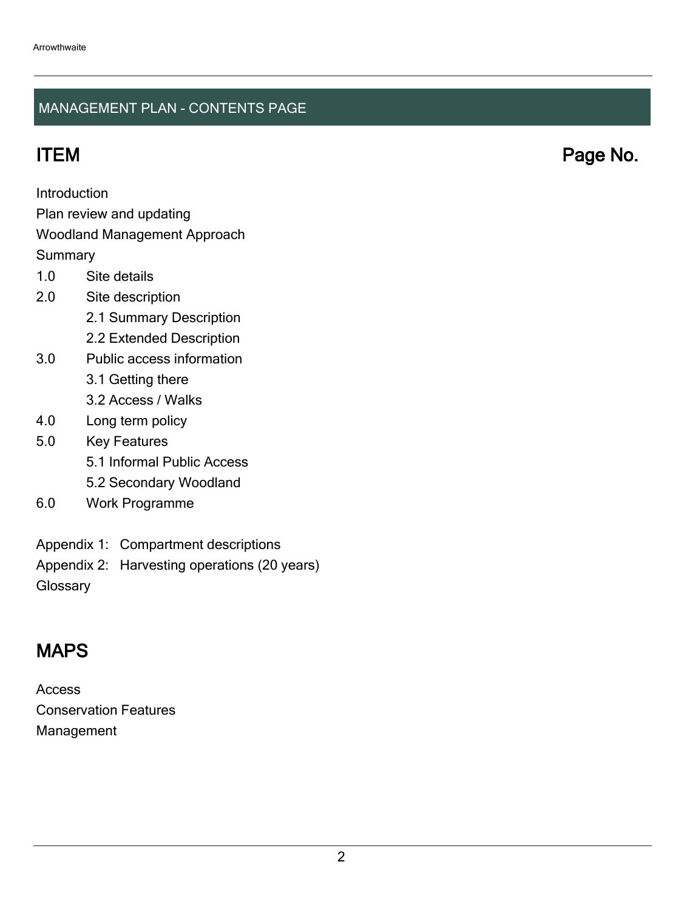## MANAGEMENT PLAN - CONTENTS PAGE

| ITEM | Page No. |
| --- | --- |
| Introduction | |
| Plan review and updating | |
| Woodland Management Approach | |
| Summary | |
| 1.0 Site details | |
| 2.0 Site description | |
| 2.1 Summary Description | |
| 2.2 Extended Description | |
| 3.0 Public access information | |
| 3.1 Getting there | |
| 3.2 Access / Walks | |
| 4.0 Long term policy | |
| 5.0 Key Features | |
| 5.1 Informal Public Access | |
| 5.2 Secondary Woodland | |
| 6.0 Work Programme | |
| Appendix 1: Compartment descriptions | |
| Appendix 2: Harvesting operations (20 years) | |
| Glossary | |

## MAPS

Access
Conservation Features
Management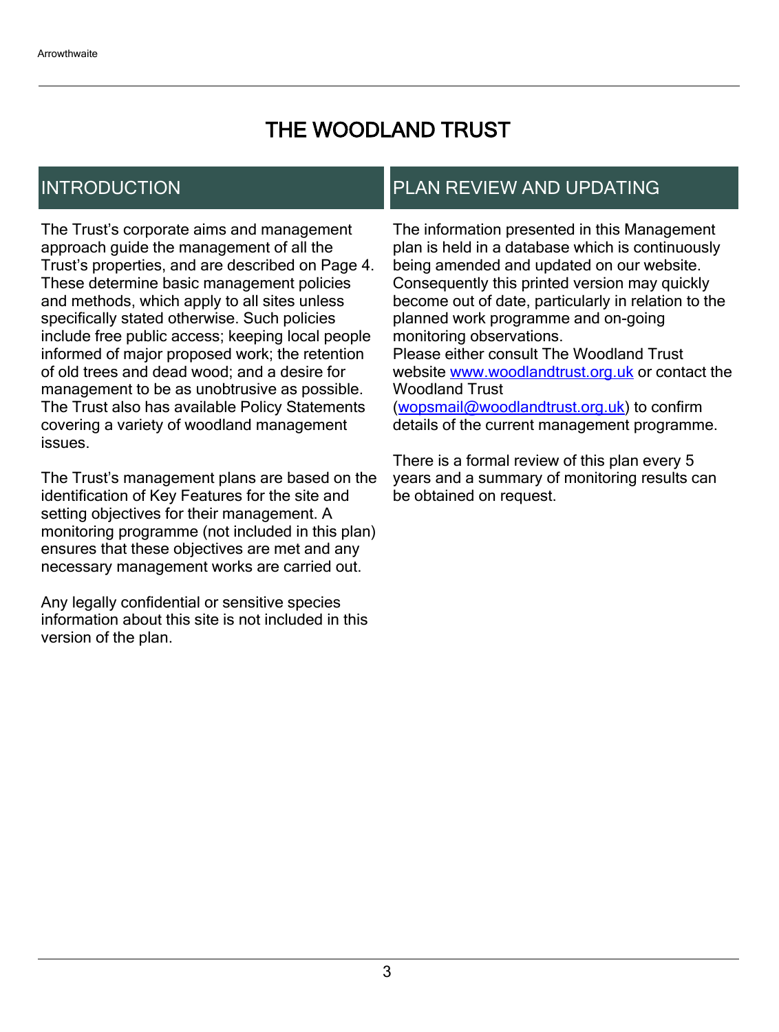# THE WOODLAND TRUST

## INTRODUCTION

The Trust's corporate aims and management approach guide the management of all the Trust's properties, and are described on Page 4. These determine basic management policies and methods, which apply to all sites unless specifically stated otherwise. Such policies include free public access; keeping local people informed of major proposed work; the retention of old trees and dead wood; and a desire for management to be as unobtrusive as possible. The Trust also has available Policy Statements covering a variety of woodland management issues.

The Trust's management plans are based on the identification of Key Features for the site and setting objectives for their management. A monitoring programme (not included in this plan) ensures that these objectives are met and any necessary management works are carried out.

Any legally confidential or sensitive species information about this site is not included in this version of the plan.

## PLAN REVIEW AND UPDATING

The information presented in this Management plan is held in a database which is continuously being amended and updated on our website. Consequently this printed version may quickly become out of date, particularly in relation to the planned work programme and on-going monitoring observations.
Please either consult The Woodland Trust website [www.woodlandtrust.org.uk](http://www.woodlandtrust.org.uk) or contact the Woodland Trust ([wopsmail@woodlandtrust.org.uk](mailto:wopsmail@woodlandtrust.org.uk)) to confirm details of the current management programme.

There is a formal review of this plan every 5 years and a summary of monitoring results can be obtained on request.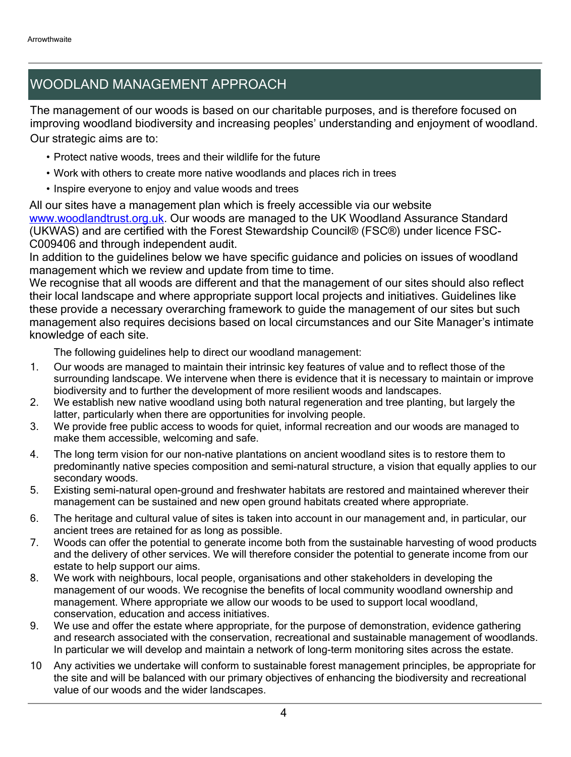## WOODLAND MANAGEMENT APPROACH

The management of our woods is based on our charitable purposes, and is therefore focused on improving woodland biodiversity and increasing peoples' understanding and enjoyment of woodland. Our strategic aims are to:

- Protect native woods, trees and their wildlife for the future
- Work with others to create more native woodlands and places rich in trees
- Inspire everyone to enjoy and value woods and trees

All our sites have a management plan which is freely accessible via our website www.woodlandtrust.org.uk. Our woods are managed to the UK Woodland Assurance Standard (UKWAS) and are certified with the Forest Stewardship Council® (FSC®) under licence FSC-C009406 and through independent audit.

In addition to the guidelines below we have specific guidance and policies on issues of woodland management which we review and update from time to time.

We recognise that all woods are different and that the management of our sites should also reflect their local landscape and where appropriate support local projects and initiatives. Guidelines like these provide a necessary overarching framework to guide the management of our sites but such management also requires decisions based on local circumstances and our Site Manager's intimate knowledge of each site.

The following guidelines help to direct our woodland management:

1. Our woods are managed to maintain their intrinsic key features of value and to reflect those of the surrounding landscape. We intervene when there is evidence that it is necessary to maintain or improve biodiversity and to further the development of more resilient woods and landscapes.
2. We establish new native woodland using both natural regeneration and tree planting, but largely the latter, particularly when there are opportunities for involving people.
3. We provide free public access to woods for quiet, informal recreation and our woods are managed to make them accessible, welcoming and safe.
4. The long term vision for our non-native plantations on ancient woodland sites is to restore them to predominantly native species composition and semi-natural structure, a vision that equally applies to our secondary woods.
5. Existing semi-natural open-ground and freshwater habitats are restored and maintained wherever their management can be sustained and new open ground habitats created where appropriate.
6. The heritage and cultural value of sites is taken into account in our management and, in particular, our ancient trees are retained for as long as possible.
7. Woods can offer the potential to generate income both from the sustainable harvesting of wood products and the delivery of other services. We will therefore consider the potential to generate income from our estate to help support our aims.
8. We work with neighbours, local people, organisations and other stakeholders in developing the management of our woods. We recognise the benefits of local community woodland ownership and management. Where appropriate we allow our woods to be used to support local woodland, conservation, education and access initiatives.
9. We use and offer the estate where appropriate, for the purpose of demonstration, evidence gathering and research associated with the conservation, recreational and sustainable management of woodlands. In particular we will develop and maintain a network of long-term monitoring sites across the estate.
10. Any activities we undertake will conform to sustainable forest management principles, be appropriate for the site and will be balanced with our primary objectives of enhancing the biodiversity and recreational value of our woods and the wider landscapes.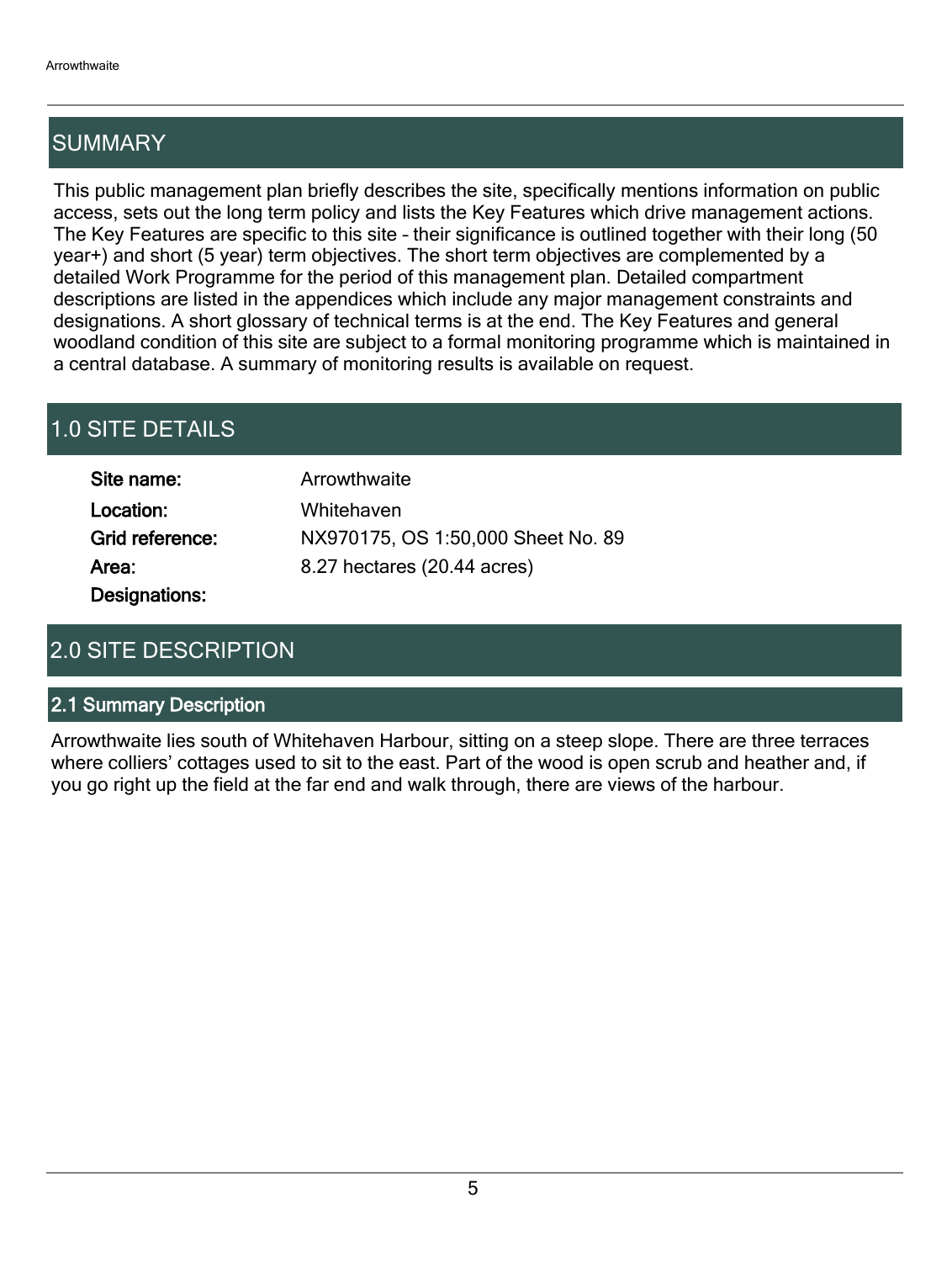## SUMMARY

This public management plan briefly describes the site, specifically mentions information on public access, sets out the long term policy and lists the Key Features which drive management actions. The Key Features are specific to this site – their significance is outlined together with their long (50 year+) and short (5 year) term objectives. The short term objectives are complemented by a detailed Work Programme for the period of this management plan. Detailed compartment descriptions are listed in the appendices which include any major management constraints and designations. A short glossary of technical terms is at the end. The Key Features and general woodland condition of this site are subject to a formal monitoring programme which is maintained in a central database. A summary of monitoring results is available on request.

## 1.0 SITE DETAILS

| | |
|---|---|
| **Site name:** | Arrowthwaite |
| **Location:** | Whitehaven |
| **Grid reference:** | NX970175, OS 1:50,000 Sheet No. 89 |
| **Area:** | 8.27 hectares (20.44 acres) |
| **Designations:** | |

## 2.0 SITE DESCRIPTION

### 2.1 Summary Description

Arrowthwaite lies south of Whitehaven Harbour, sitting on a steep slope. There are three terraces where colliers' cottages used to sit to the east. Part of the wood is open scrub and heather and, if you go right up the field at the far end and walk through, there are views of the harbour.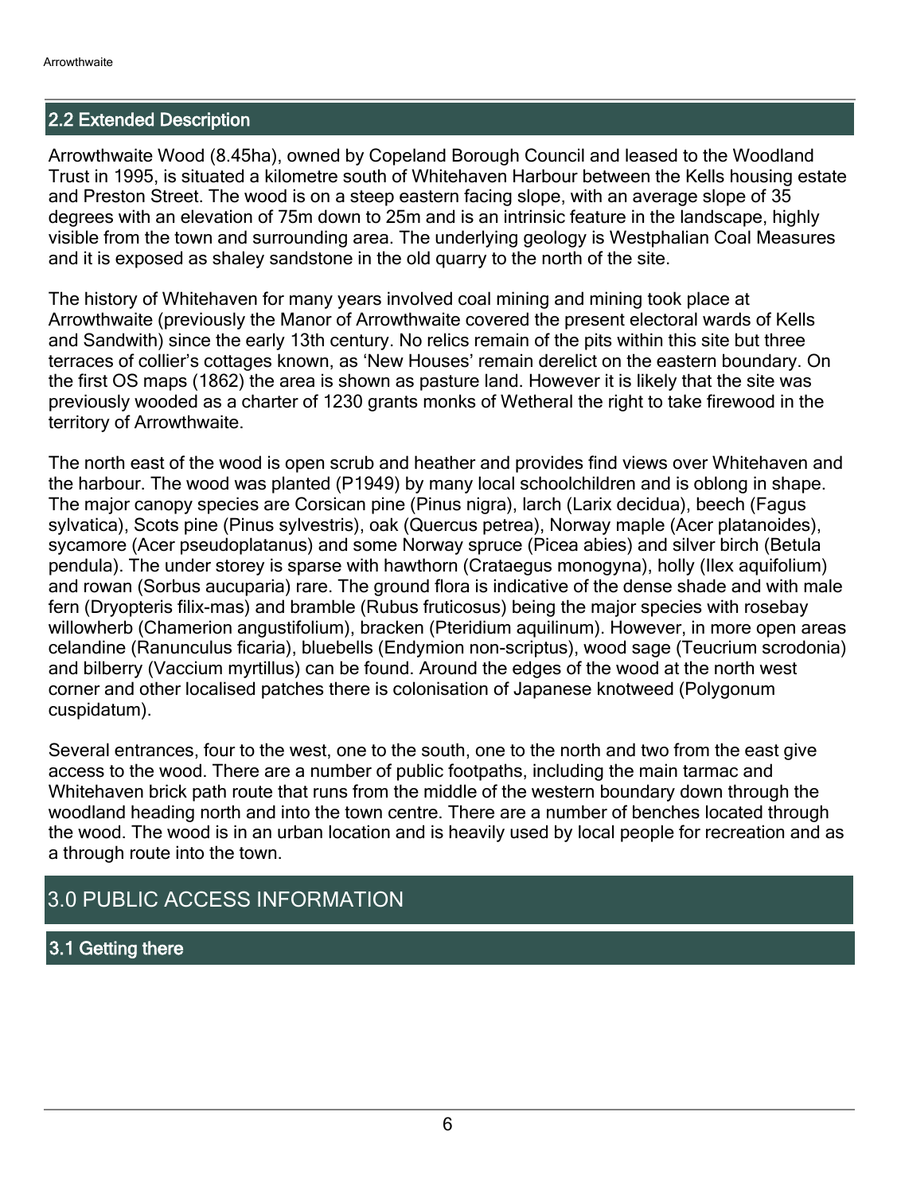## 2.2 Extended Description

Arrowthwaite Wood (8.45ha), owned by Copeland Borough Council and leased to the Woodland Trust in 1995, is situated a kilometre south of Whitehaven Harbour between the Kells housing estate and Preston Street. The wood is on a steep eastern facing slope, with an average slope of 35 degrees with an elevation of 75m down to 25m and is an intrinsic feature in the landscape, highly visible from the town and surrounding area. The underlying geology is Westphalian Coal Measures and it is exposed as shaley sandstone in the old quarry to the north of the site.

The history of Whitehaven for many years involved coal mining and mining took place at Arrowthwaite (previously the Manor of Arrowthwaite covered the present electoral wards of Kells and Sandwith) since the early 13th century. No relics remain of the pits within this site but three terraces of collier's cottages known, as 'New Houses' remain derelict on the eastern boundary. On the first OS maps (1862) the area is shown as pasture land. However it is likely that the site was previously wooded as a charter of 1230 grants monks of Wetheral the right to take firewood in the territory of Arrowthwaite.

The north east of the wood is open scrub and heather and provides find views over Whitehaven and the harbour. The wood was planted (P1949) by many local schoolchildren and is oblong in shape. The major canopy species are Corsican pine (Pinus nigra), larch (Larix decidua), beech (Fagus sylvatica), Scots pine (Pinus sylvestris), oak (Quercus petrea), Norway maple (Acer platanoides), sycamore (Acer pseudoplatanus) and some Norway spruce (Picea abies) and silver birch (Betula pendula). The under storey is sparse with hawthorn (Crataegus monogyna), holly (Ilex aquifolium) and rowan (Sorbus aucuparia) rare. The ground flora is indicative of the dense shade and with male fern (Dryopteris filix-mas) and bramble (Rubus fruticosus) being the major species with rosebay willowherb (Chamerion angustifolium), bracken (Pteridium aquilinum). However, in more open areas celandine (Ranunculus ficaria), bluebells (Endymion non-scriptus), wood sage (Teucrium scrodonia) and bilberry (Vaccium myrtillus) can be found. Around the edges of the wood at the north west corner and other localised patches there is colonisation of Japanese knotweed (Polygonum cuspidatum).

Several entrances, four to the west, one to the south, one to the north and two from the east give access to the wood. There are a number of public footpaths, including the main tarmac and Whitehaven brick path route that runs from the middle of the western boundary down through the woodland heading north and into the town centre. There are a number of benches located through the wood. The wood is in an urban location and is heavily used by local people for recreation and as a through route into the town.

# 3.0 PUBLIC ACCESS INFORMATION

## 3.1 Getting there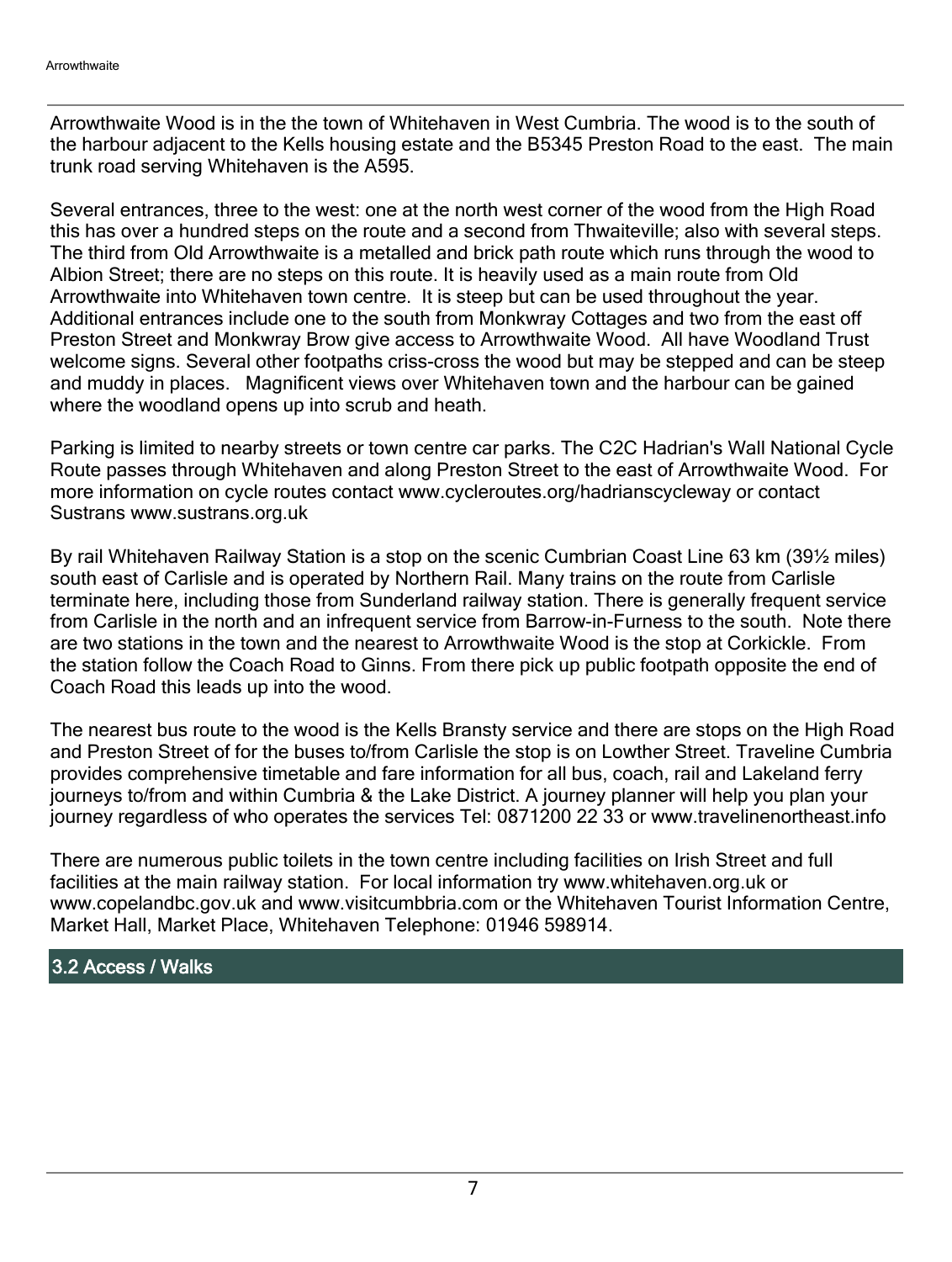Arrowthwaite Wood is in the the town of Whitehaven in West Cumbria. The wood is to the south of the harbour adjacent to the Kells housing estate and the B5345 Preston Road to the east. The main trunk road serving Whitehaven is the A595.

Several entrances, three to the west: one at the north west corner of the wood from the High Road this has over a hundred steps on the route and a second from Thwaiteville; also with several steps. The third from Old Arrowthwaite is a metalled and brick path route which runs through the wood to Albion Street; there are no steps on this route. It is heavily used as a main route from Old Arrowthwaite into Whitehaven town centre. It is steep but can be used throughout the year. Additional entrances include one to the south from Monkwray Cottages and two from the east off Preston Street and Monkwray Brow give access to Arrowthwaite Wood. All have Woodland Trust welcome signs. Several other footpaths criss-cross the wood but may be stepped and can be steep and muddy in places. Magnificent views over Whitehaven town and the harbour can be gained where the woodland opens up into scrub and heath.

Parking is limited to nearby streets or town centre car parks. The C2C Hadrian's Wall National Cycle Route passes through Whitehaven and along Preston Street to the east of Arrowthwaite Wood. For more information on cycle routes contact www.cycleroutes.org/hadrianscycleway or contact Sustrans www.sustrans.org.uk

By rail Whitehaven Railway Station is a stop on the scenic Cumbrian Coast Line 63 km (39½ miles) south east of Carlisle and is operated by Northern Rail. Many trains on the route from Carlisle terminate here, including those from Sunderland railway station. There is generally frequent service from Carlisle in the north and an infrequent service from Barrow-in-Furness to the south. Note there are two stations in the town and the nearest to Arrowthwaite Wood is the stop at Corkickle. From the station follow the Coach Road to Ginns. From there pick up public footpath opposite the end of Coach Road this leads up into the wood.

The nearest bus route to the wood is the Kells Bransty service and there are stops on the High Road and Preston Street of for the buses to/from Carlisle the stop is on Lowther Street. Traveline Cumbria provides comprehensive timetable and fare information for all bus, coach, rail and Lakeland ferry journeys to/from and within Cumbria & the Lake District. A journey planner will help you plan your journey regardless of who operates the services Tel: 0871200 22 33 or www.travelinenortheast.info

There are numerous public toilets in the town centre including facilities on Irish Street and full facilities at the main railway station. For local information try www.whitehaven.org.uk or www.copelandbc.gov.uk and www.visitcumbbria.com or the Whitehaven Tourist Information Centre, Market Hall, Market Place, Whitehaven Telephone: 01946 598914.

## 3.2 Access / Walks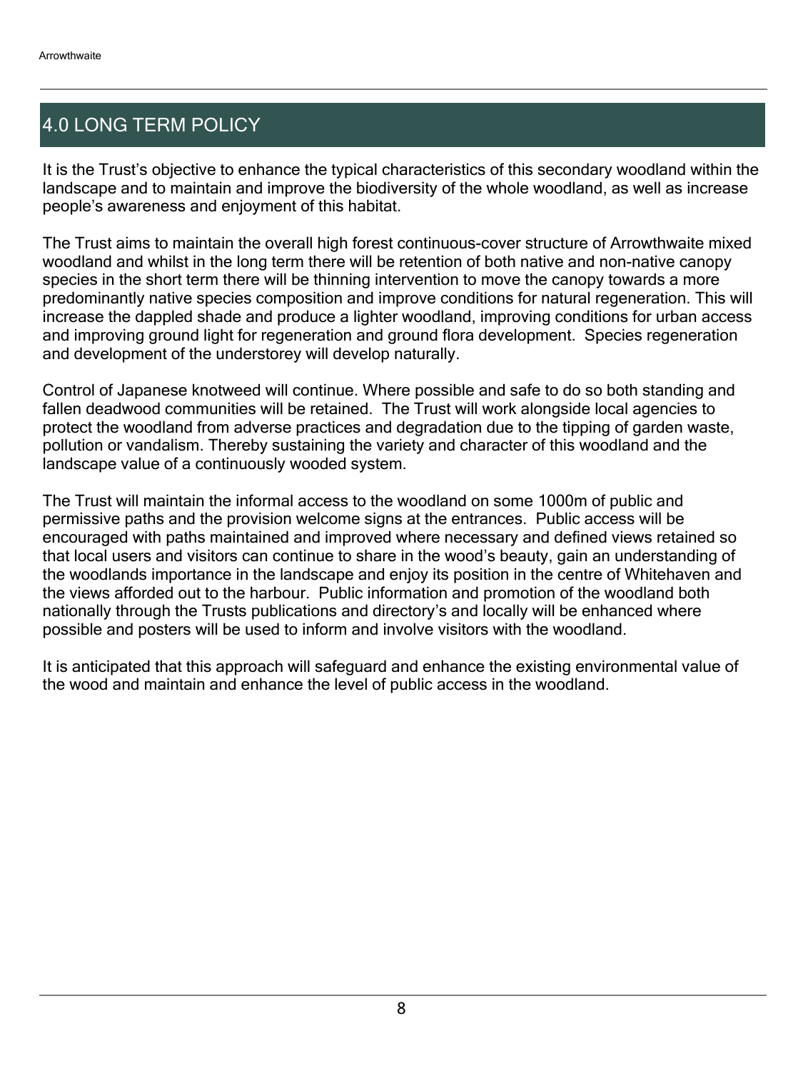## 4.0 LONG TERM POLICY

It is the Trust's objective to enhance the typical characteristics of this secondary woodland within the landscape and to maintain and improve the biodiversity of the whole woodland, as well as increase people's awareness and enjoyment of this habitat.

The Trust aims to maintain the overall high forest continuous-cover structure of Arrowthwaite mixed woodland and whilst in the long term there will be retention of both native and non-native canopy species in the short term there will be thinning intervention to move the canopy towards a more predominantly native species composition and improve conditions for natural regeneration. This will increase the dappled shade and produce a lighter woodland, improving conditions for urban access and improving ground light for regeneration and ground flora development. Species regeneration and development of the understorey will develop naturally.

Control of Japanese knotweed will continue. Where possible and safe to do so both standing and fallen deadwood communities will be retained. The Trust will work alongside local agencies to protect the woodland from adverse practices and degradation due to the tipping of garden waste, pollution or vandalism. Thereby sustaining the variety and character of this woodland and the landscape value of a continuously wooded system.

The Trust will maintain the informal access to the woodland on some 1000m of public and permissive paths and the provision welcome signs at the entrances. Public access will be encouraged with paths maintained and improved where necessary and defined views retained so that local users and visitors can continue to share in the wood's beauty, gain an understanding of the woodlands importance in the landscape and enjoy its position in the centre of Whitehaven and the views afforded out to the harbour. Public information and promotion of the woodland both nationally through the Trusts publications and directory's and locally will be enhanced where possible and posters will be used to inform and involve visitors with the woodland.

It is anticipated that this approach will safeguard and enhance the existing environmental value of the wood and maintain and enhance the level of public access in the woodland.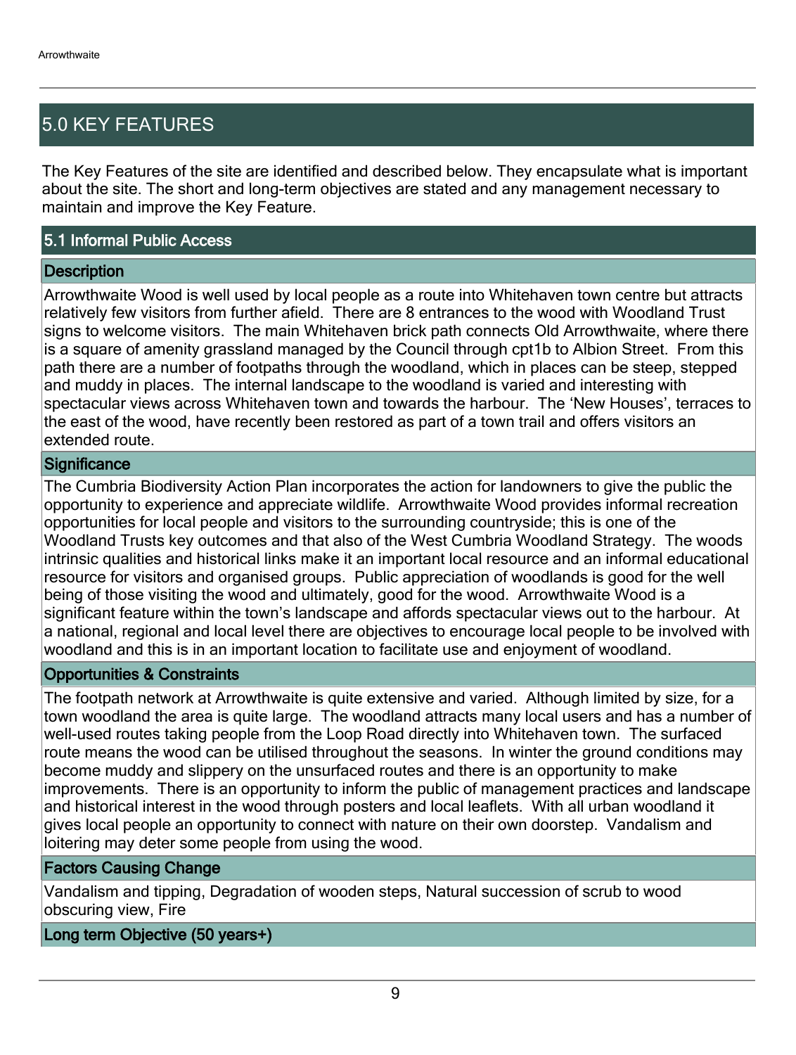## 5.0 KEY FEATURES

The Key Features of the site are identified and described below. They encapsulate what is important about the site. The short and long-term objectives are stated and any management necessary to maintain and improve the Key Feature.

### 5.1 Informal Public Access

#### Description

Arrowthwaite Wood is well used by local people as a route into Whitehaven town centre but attracts relatively few visitors from further afield. There are 8 entrances to the wood with Woodland Trust signs to welcome visitors. The main Whitehaven brick path connects Old Arrowthwaite, where there is a square of amenity grassland managed by the Council through cpt1b to Albion Street. From this path there are a number of footpaths through the woodland, which in places can be steep, stepped and muddy in places. The internal landscape to the woodland is varied and interesting with spectacular views across Whitehaven town and towards the harbour. The 'New Houses', terraces to the east of the wood, have recently been restored as part of a town trail and offers visitors an extended route.

#### Significance

The Cumbria Biodiversity Action Plan incorporates the action for landowners to give the public the opportunity to experience and appreciate wildlife. Arrowthwaite Wood provides informal recreation opportunities for local people and visitors to the surrounding countryside; this is one of the Woodland Trusts key outcomes and that also of the West Cumbria Woodland Strategy. The woods intrinsic qualities and historical links make it an important local resource and an informal educational resource for visitors and organised groups. Public appreciation of woodlands is good for the well being of those visiting the wood and ultimately, good for the wood. Arrowthwaite Wood is a significant feature within the town's landscape and affords spectacular views out to the harbour. At a national, regional and local level there are objectives to encourage local people to be involved with woodland and this is in an important location to facilitate use and enjoyment of woodland.

#### Opportunities & Constraints

The footpath network at Arrowthwaite is quite extensive and varied. Although limited by size, for a town woodland the area is quite large. The woodland attracts many local users and has a number of well-used routes taking people from the Loop Road directly into Whitehaven town. The surfaced route means the wood can be utilised throughout the seasons. In winter the ground conditions may become muddy and slippery on the unsurfaced routes and there is an opportunity to make improvements. There is an opportunity to inform the public of management practices and landscape and historical interest in the wood through posters and local leaflets. With all urban woodland it gives local people an opportunity to connect with nature on their own doorstep. Vandalism and loitering may deter some people from using the wood.

#### Factors Causing Change

Vandalism and tipping, Degradation of wooden steps, Natural succession of scrub to wood obscuring view, Fire

#### Long term Objective (50 years+)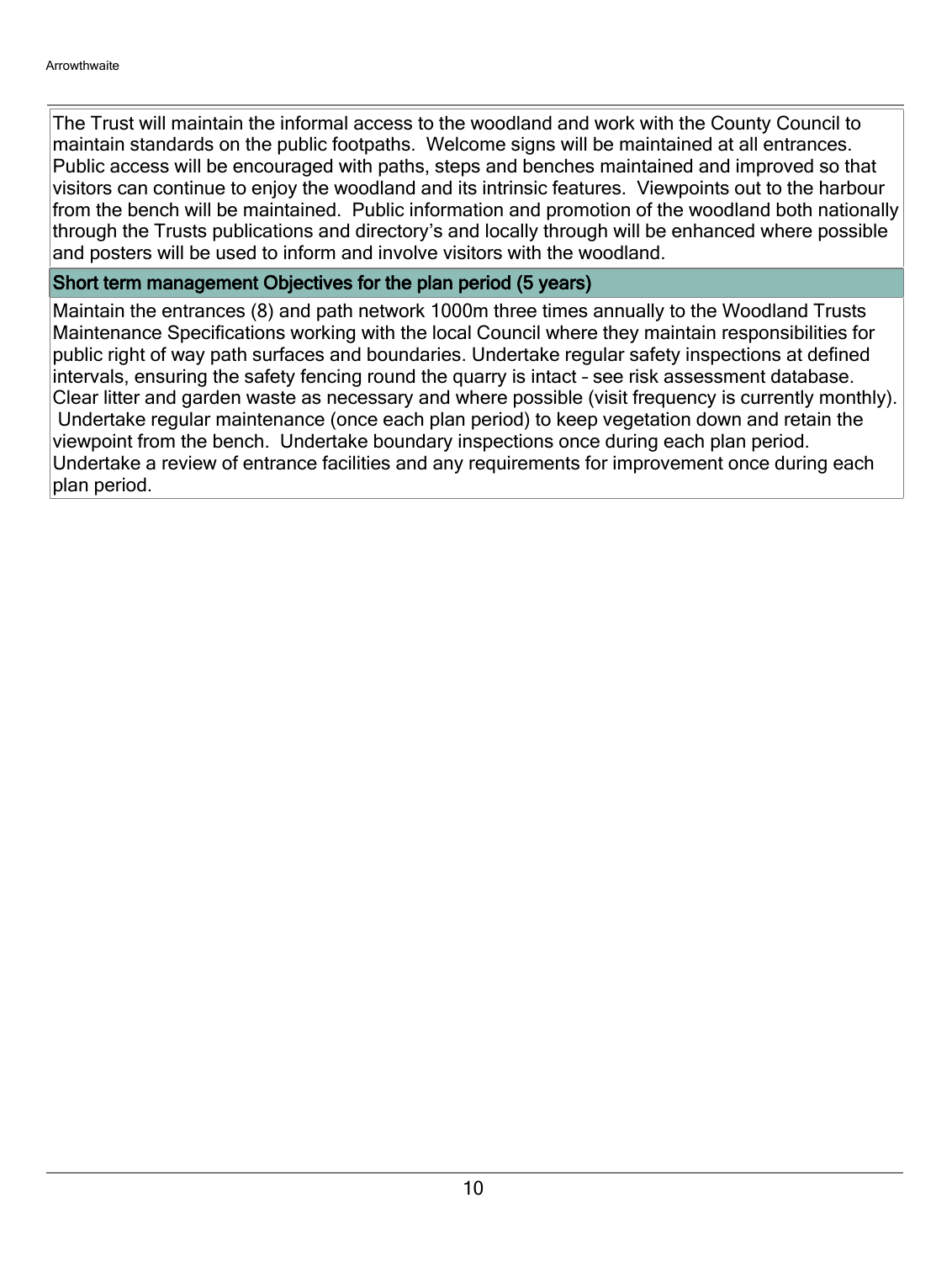The Trust will maintain the informal access to the woodland and work with the County Council to maintain standards on the public footpaths. Welcome signs will be maintained at all entrances. Public access will be encouraged with paths, steps and benches maintained and improved so that visitors can continue to enjoy the woodland and its intrinsic features. Viewpoints out to the harbour from the bench will be maintained. Public information and promotion of the woodland both nationally through the Trusts publications and directory's and locally through will be enhanced where possible and posters will be used to inform and involve visitors with the woodland.

### Short term management Objectives for the plan period (5 years)

Maintain the entrances (8) and path network 1000m three times annually to the Woodland Trusts Maintenance Specifications working with the local Council where they maintain responsibilities for public right of way path surfaces and boundaries. Undertake regular safety inspections at defined intervals, ensuring the safety fencing round the quarry is intact – see risk assessment database. Clear litter and garden waste as necessary and where possible (visit frequency is currently monthly). Undertake regular maintenance (once each plan period) to keep vegetation down and retain the viewpoint from the bench. Undertake boundary inspections once during each plan period. Undertake a review of entrance facilities and any requirements for improvement once during each plan period.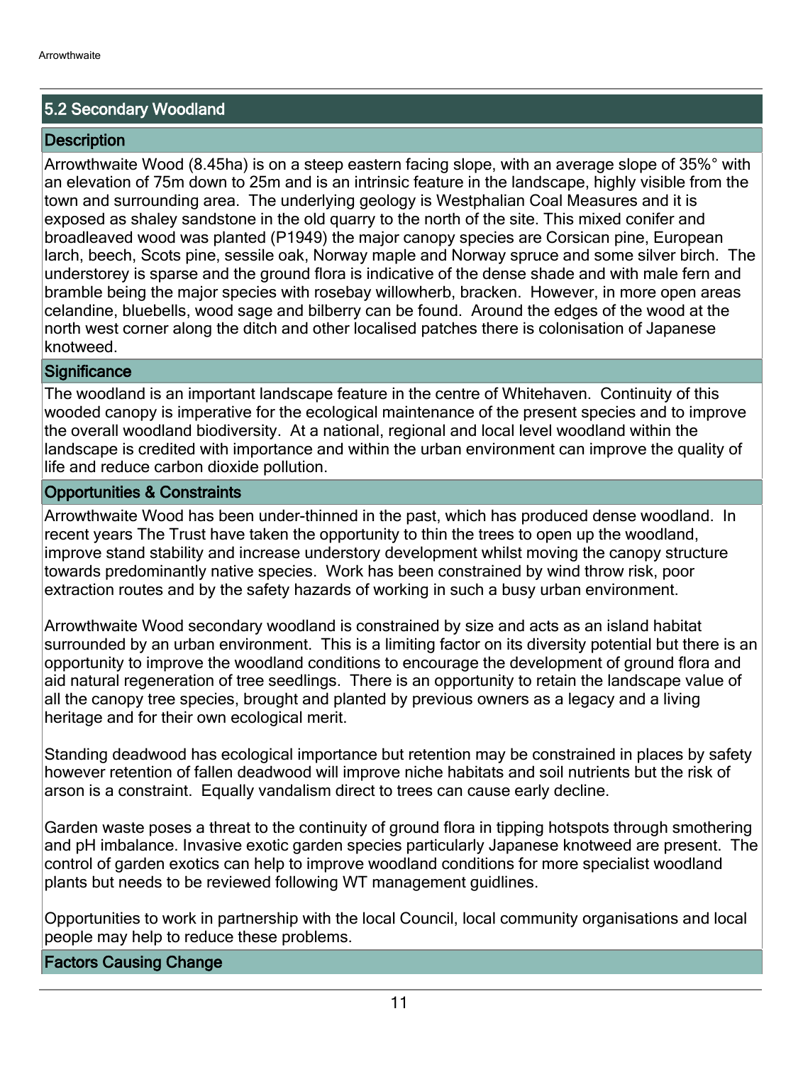## 5.2 Secondary Woodland

### Description

Arrowthwaite Wood (8.45ha) is on a steep eastern facing slope, with an average slope of 35%° with an elevation of 75m down to 25m and is an intrinsic feature in the landscape, highly visible from the town and surrounding area. The underlying geology is Westphalian Coal Measures and it is exposed as shaley sandstone in the old quarry to the north of the site. This mixed conifer and broadleaved wood was planted (P1949) the major canopy species are Corsican pine, European larch, beech, Scots pine, sessile oak, Norway maple and Norway spruce and some silver birch. The understorey is sparse and the ground flora is indicative of the dense shade and with male fern and bramble being the major species with rosebay willowherb, bracken. However, in more open areas celandine, bluebells, wood sage and bilberry can be found. Around the edges of the wood at the north west corner along the ditch and other localised patches there is colonisation of Japanese knotweed.

### Significance

The woodland is an important landscape feature in the centre of Whitehaven. Continuity of this wooded canopy is imperative for the ecological maintenance of the present species and to improve the overall woodland biodiversity. At a national, regional and local level woodland within the landscape is credited with importance and within the urban environment can improve the quality of life and reduce carbon dioxide pollution.

### Opportunities & Constraints

Arrowthwaite Wood has been under-thinned in the past, which has produced dense woodland. In recent years The Trust have taken the opportunity to thin the trees to open up the woodland, improve stand stability and increase understory development whilst moving the canopy structure towards predominantly native species. Work has been constrained by wind throw risk, poor extraction routes and by the safety hazards of working in such a busy urban environment.

Arrowthwaite Wood secondary woodland is constrained by size and acts as an island habitat surrounded by an urban environment. This is a limiting factor on its diversity potential but there is an opportunity to improve the woodland conditions to encourage the development of ground flora and aid natural regeneration of tree seedlings. There is an opportunity to retain the landscape value of all the canopy tree species, brought and planted by previous owners as a legacy and a living heritage and for their own ecological merit.

Standing deadwood has ecological importance but retention may be constrained in places by safety however retention of fallen deadwood will improve niche habitats and soil nutrients but the risk of arson is a constraint. Equally vandalism direct to trees can cause early decline.

Garden waste poses a threat to the continuity of ground flora in tipping hotspots through smothering and pH imbalance. Invasive exotic garden species particularly Japanese knotweed are present. The control of garden exotics can help to improve woodland conditions for more specialist woodland plants but needs to be reviewed following WT management guidlines.

Opportunities to work in partnership with the local Council, local community organisations and local people may help to reduce these problems.

### Factors Causing Change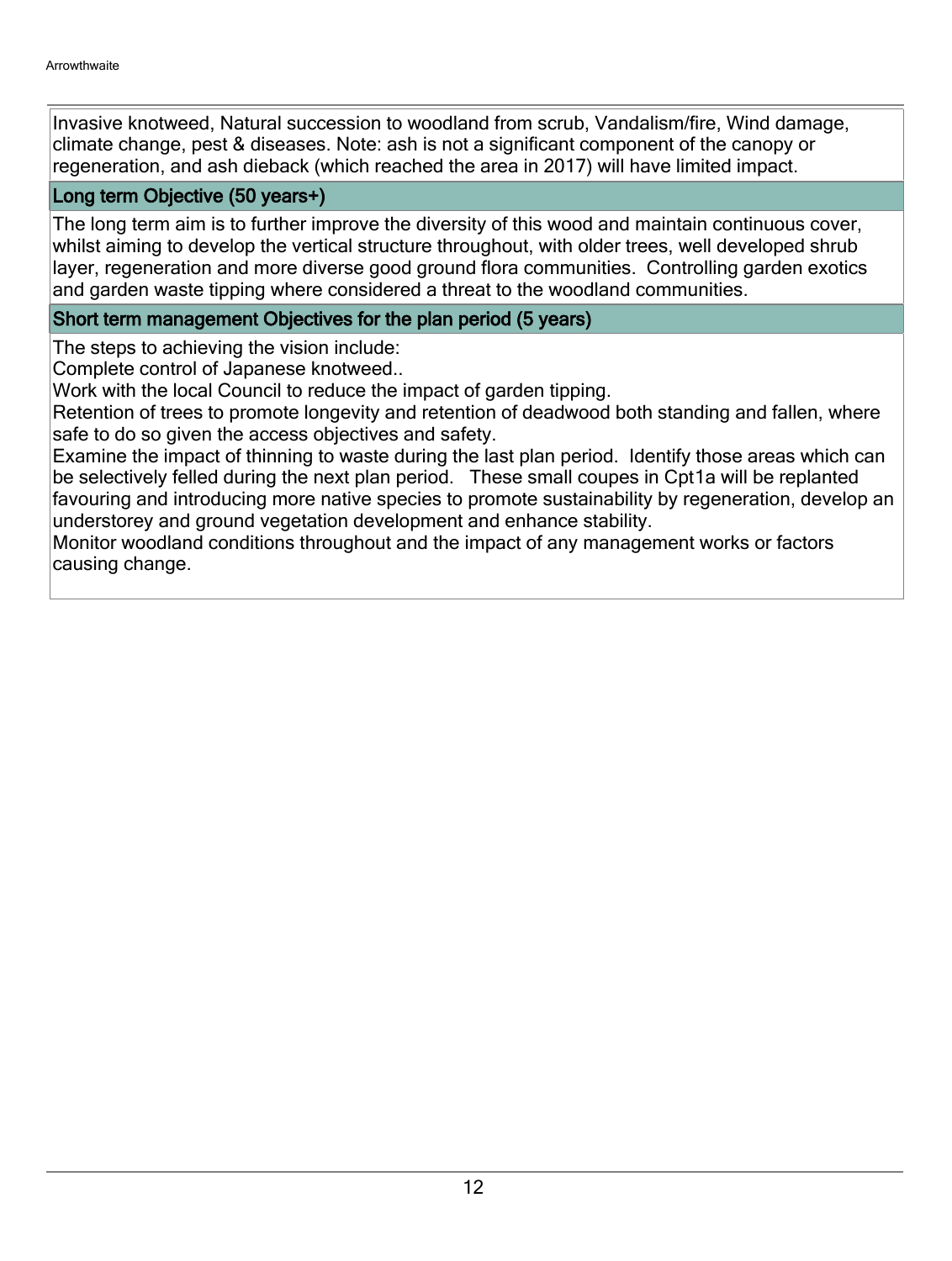Invasive knotweed, Natural succession to woodland from scrub, Vandalism/fire, Wind damage, climate change, pest & diseases. Note: ash is not a significant component of the canopy or regeneration, and ash dieback (which reached the area in 2017) will have limited impact.

## Long term Objective (50 years+)

The long term aim is to further improve the diversity of this wood and maintain continuous cover, whilst aiming to develop the vertical structure throughout, with older trees, well developed shrub layer, regeneration and more diverse good ground flora communities. Controlling garden exotics and garden waste tipping where considered a threat to the woodland communities.

## Short term management Objectives for the plan period (5 years)

The steps to achieving the vision include:
Complete control of Japanese knotweed..
Work with the local Council to reduce the impact of garden tipping.
Retention of trees to promote longevity and retention of deadwood both standing and fallen, where safe to do so given the access objectives and safety.
Examine the impact of thinning to waste during the last plan period. Identify those areas which can be selectively felled during the next plan period. These small coupes in Cpt1a will be replanted favouring and introducing more native species to promote sustainability by regeneration, develop an understorey and ground vegetation development and enhance stability.
Monitor woodland conditions throughout and the impact of any management works or factors causing change.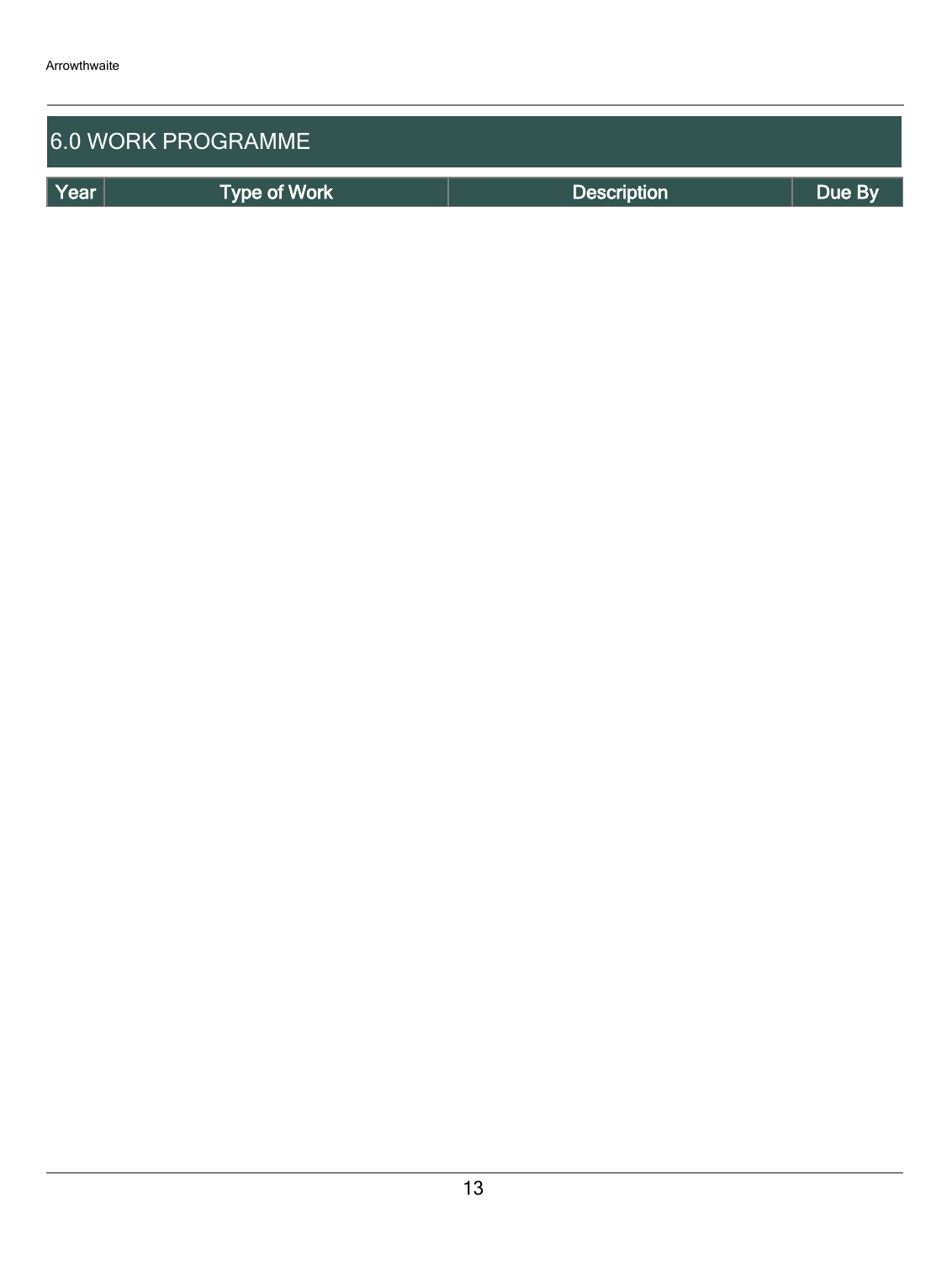## 6.0 WORK PROGRAMME

| Year | Type of Work | Description | Due By |
|---|---|---|---|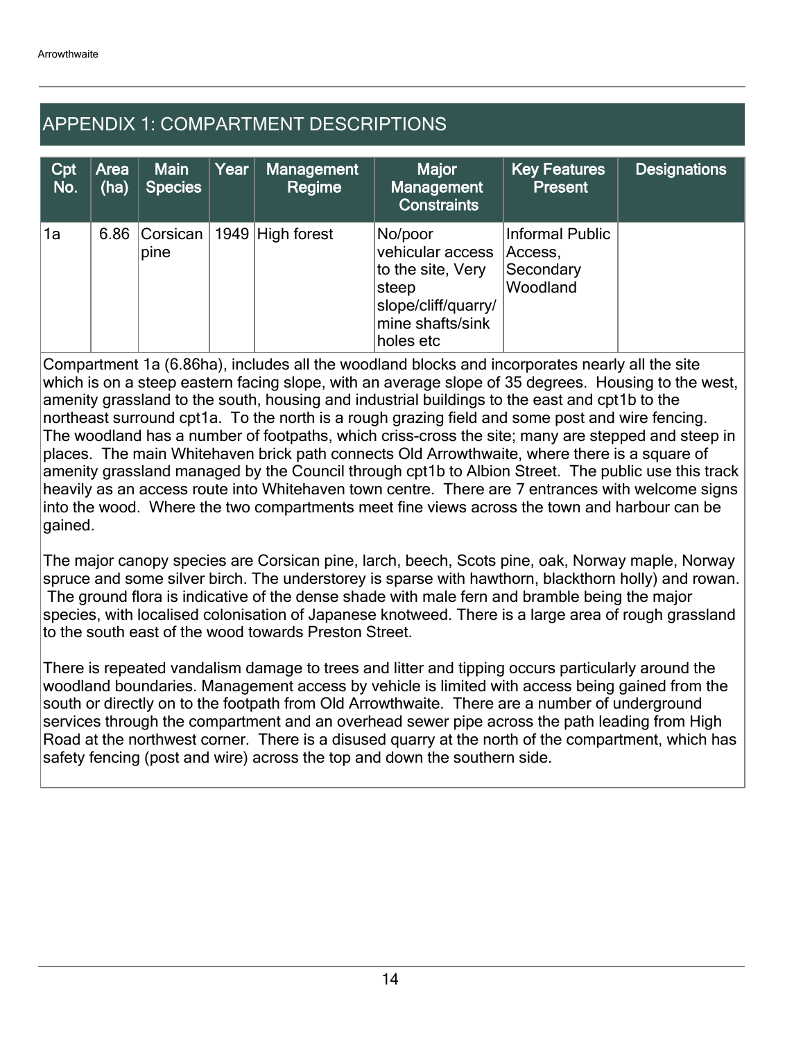## APPENDIX 1: COMPARTMENT DESCRIPTIONS

| Cpt No. | Area (ha) | Main Species | Year | Management Regime | Major Management Constraints | Key Features Present | Designations |
|---|---|---|---|---|---|---|---|
| 1a | 6.86 | Corsican pine | 1949 | High forest | No/poor vehicular access to the site, Very steep slope/cliff/quarry/ mine shafts/sink holes etc | Informal Public Access, Secondary Woodland | |

Compartment 1a (6.86ha), includes all the woodland blocks and incorporates nearly all the site which is on a steep eastern facing slope, with an average slope of 35 degrees. Housing to the west, amenity grassland to the south, housing and industrial buildings to the east and cpt1b to the northeast surround cpt1a. To the north is a rough grazing field and some post and wire fencing. The woodland has a number of footpaths, which criss-cross the site; many are stepped and steep in places. The main Whitehaven brick path connects Old Arrowthwaite, where there is a square of amenity grassland managed by the Council through cpt1b to Albion Street. The public use this track heavily as an access route into Whitehaven town centre. There are 7 entrances with welcome signs into the wood. Where the two compartments meet fine views across the town and harbour can be gained.

The major canopy species are Corsican pine, larch, beech, Scots pine, oak, Norway maple, Norway spruce and some silver birch. The understorey is sparse with hawthorn, blackthorn holly) and rowan. The ground flora is indicative of the dense shade with male fern and bramble being the major species, with localised colonisation of Japanese knotweed. There is a large area of rough grassland to the south east of the wood towards Preston Street.

There is repeated vandalism damage to trees and litter and tipping occurs particularly around the woodland boundaries. Management access by vehicle is limited with access being gained from the south or directly on to the footpath from Old Arrowthwaite. There are a number of underground services through the compartment and an overhead sewer pipe across the path leading from High Road at the northwest corner. There is a disused quarry at the north of the compartment, which has safety fencing (post and wire) across the top and down the southern side.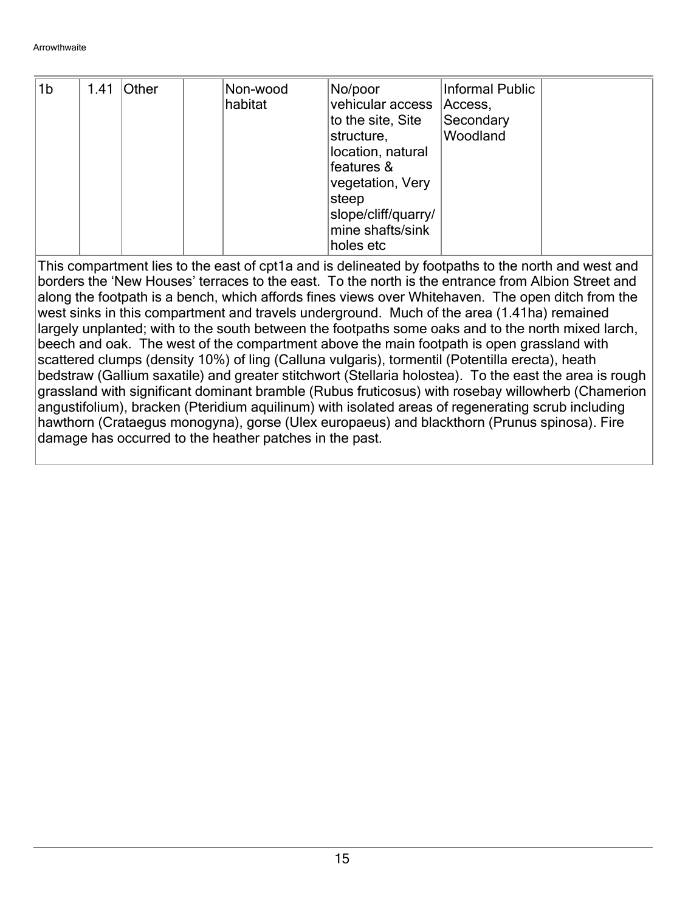| | | | | | | | |
|---|---|---|---|---|---|---|---|
| 1b | 1.41 | Other | | Non-wood habitat | No/poor vehicular access to the site, Site structure, location, natural features & vegetation, Very steep slope/cliff/quarry/ mine shafts/sink holes etc | Informal Public Access, Secondary Woodland | |

This compartment lies to the east of cpt1a and is delineated by footpaths to the north and west and borders the 'New Houses' terraces to the east. To the north is the entrance from Albion Street and along the footpath is a bench, which affords fines views over Whitehaven. The open ditch from the west sinks in this compartment and travels underground. Much of the area (1.41ha) remained largely unplanted; with to the south between the footpaths some oaks and to the north mixed larch, beech and oak. The west of the compartment above the main footpath is open grassland with scattered clumps (density 10%) of ling (Calluna vulgaris), tormentil (Potentilla erecta), heath bedstraw (Gallium saxatile) and greater stitchwort (Stellaria holostea). To the east the area is rough grassland with significant dominant bramble (Rubus fruticosus) with rosebay willowherb (Chamerion angustifolium), bracken (Pteridium aquilinum) with isolated areas of regenerating scrub including hawthorn (Crataegus monogyna), gorse (Ulex europaeus) and blackthorn (Prunus spinosa). Fire damage has occurred to the heather patches in the past.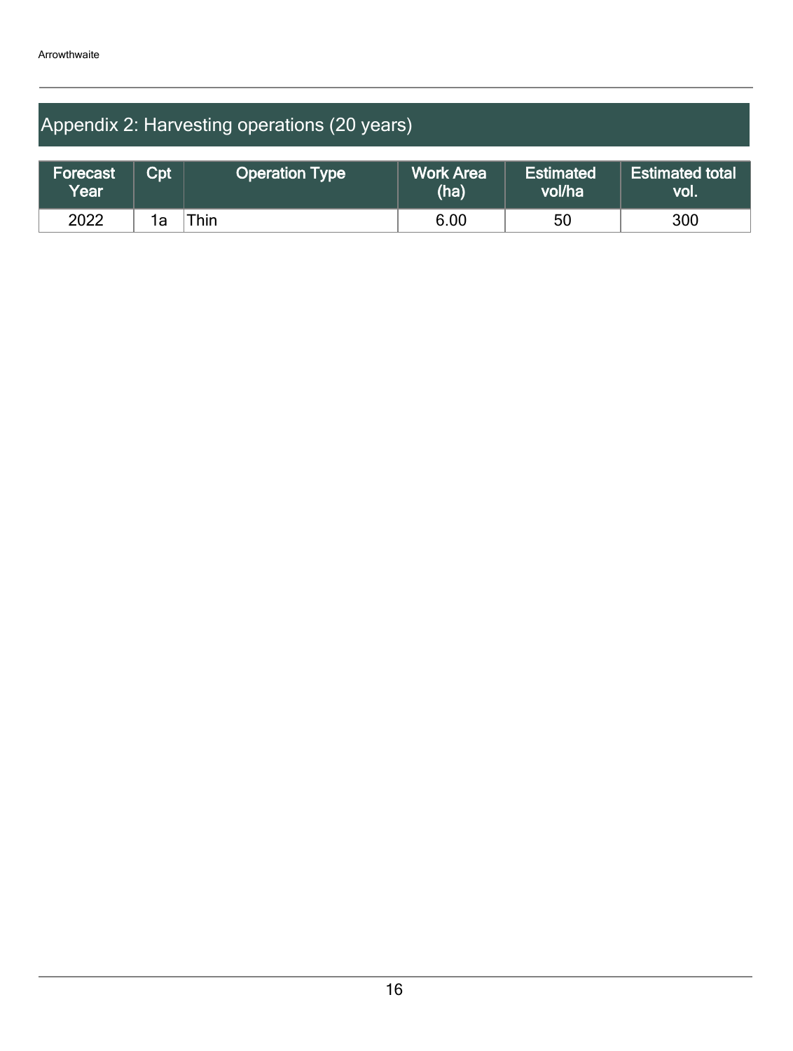## Appendix 2: Harvesting operations (20 years)

| Forecast Year | Cpt | Operation Type | Work Area (ha) | Estimated vol/ha | Estimated total vol. |
|---|---|---|---|---|---|
| 2022 | 1a | Thin | 6.00 | 50 | 300 |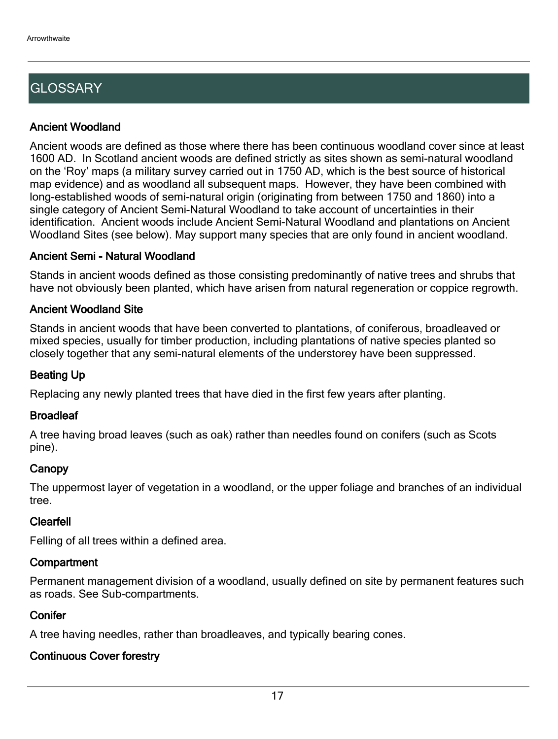# GLOSSARY

### Ancient Woodland

Ancient woods are defined as those where there has been continuous woodland cover since at least 1600 AD. In Scotland ancient woods are defined strictly as sites shown as semi-natural woodland on the 'Roy' maps (a military survey carried out in 1750 AD, which is the best source of historical map evidence) and as woodland all subsequent maps. However, they have been combined with long-established woods of semi-natural origin (originating from between 1750 and 1860) into a single category of Ancient Semi-Natural Woodland to take account of uncertainties in their identification. Ancient woods include Ancient Semi-Natural Woodland and plantations on Ancient Woodland Sites (see below). May support many species that are only found in ancient woodland.

### Ancient Semi - Natural Woodland

Stands in ancient woods defined as those consisting predominantly of native trees and shrubs that have not obviously been planted, which have arisen from natural regeneration or coppice regrowth.

### Ancient Woodland Site

Stands in ancient woods that have been converted to plantations, of coniferous, broadleaved or mixed species, usually for timber production, including plantations of native species planted so closely together that any semi-natural elements of the understorey have been suppressed.

### Beating Up

Replacing any newly planted trees that have died in the first few years after planting.

### Broadleaf

A tree having broad leaves (such as oak) rather than needles found on conifers (such as Scots pine).

### Canopy

The uppermost layer of vegetation in a woodland, or the upper foliage and branches of an individual tree.

### Clearfell

Felling of all trees within a defined area.

### Compartment

Permanent management division of a woodland, usually defined on site by permanent features such as roads. See Sub-compartments.

### Conifer

A tree having needles, rather than broadleaves, and typically bearing cones.

### Continuous Cover forestry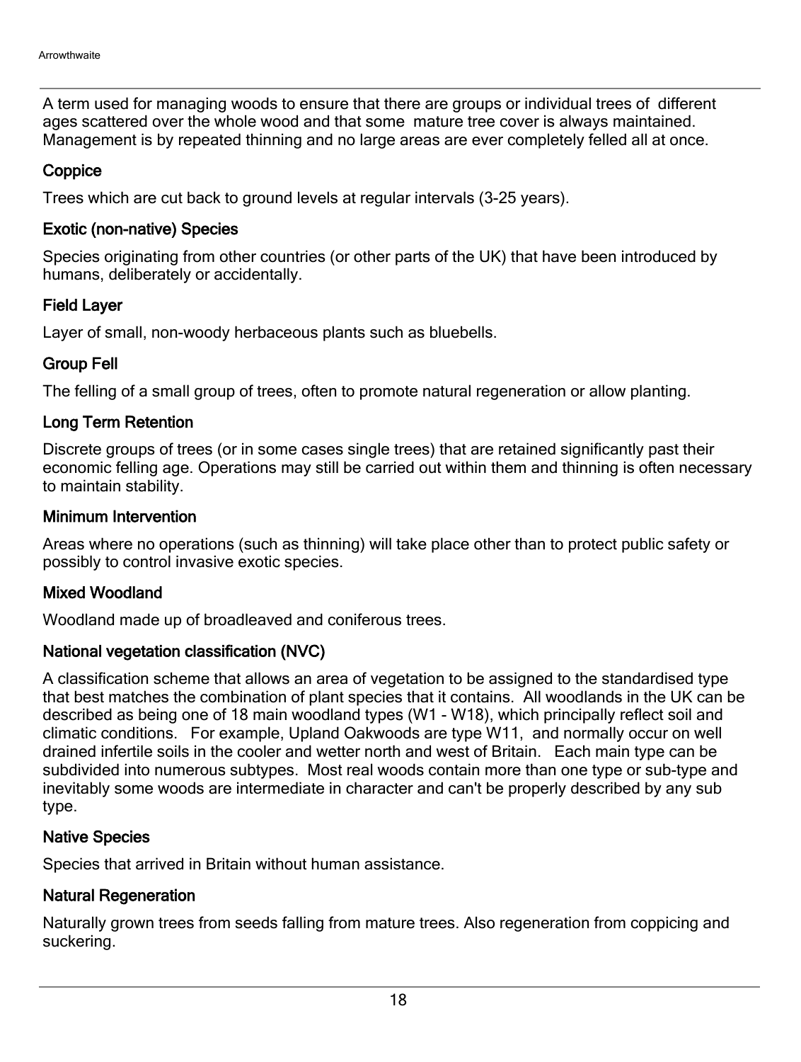A term used for managing woods to ensure that there are groups or individual trees of different ages scattered over the whole wood and that some mature tree cover is always maintained. Management is by repeated thinning and no large areas are ever completely felled all at once.

### Coppice

Trees which are cut back to ground levels at regular intervals (3-25 years).

### Exotic (non-native) Species

Species originating from other countries (or other parts of the UK) that have been introduced by humans, deliberately or accidentally.

### Field Layer

Layer of small, non-woody herbaceous plants such as bluebells.

### Group Fell

The felling of a small group of trees, often to promote natural regeneration or allow planting.

### Long Term Retention

Discrete groups of trees (or in some cases single trees) that are retained significantly past their economic felling age. Operations may still be carried out within them and thinning is often necessary to maintain stability.

### Minimum Intervention

Areas where no operations (such as thinning) will take place other than to protect public safety or possibly to control invasive exotic species.

### Mixed Woodland

Woodland made up of broadleaved and coniferous trees.

### National vegetation classification (NVC)

A classification scheme that allows an area of vegetation to be assigned to the standardised type that best matches the combination of plant species that it contains. All woodlands in the UK can be described as being one of 18 main woodland types (W1 - W18), which principally reflect soil and climatic conditions. For example, Upland Oakwoods are type W11, and normally occur on well drained infertile soils in the cooler and wetter north and west of Britain. Each main type can be subdivided into numerous subtypes. Most real woods contain more than one type or sub-type and inevitably some woods are intermediate in character and can't be properly described by any sub type.

### Native Species

Species that arrived in Britain without human assistance.

### Natural Regeneration

Naturally grown trees from seeds falling from mature trees. Also regeneration from coppicing and suckering.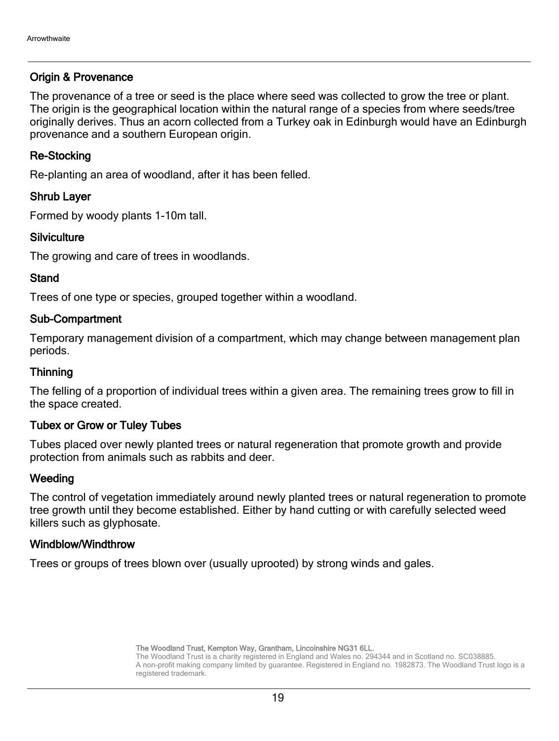### Origin & Provenance

The provenance of a tree or seed is the place where seed was collected to grow the tree or plant. The origin is the geographical location within the natural range of a species from where seeds/tree originally derives. Thus an acorn collected from a Turkey oak in Edinburgh would have an Edinburgh provenance and a southern European origin.

### Re-Stocking

Re-planting an area of woodland, after it has been felled.

### Shrub Layer

Formed by woody plants 1-10m tall.

### Silviculture

The growing and care of trees in woodlands.

### Stand

Trees of one type or species, grouped together within a woodland.

### Sub-Compartment

Temporary management division of a compartment, which may change between management plan periods.

### Thinning

The felling of a proportion of individual trees within a given area. The remaining trees grow to fill in the space created.

### Tubex or Grow or Tuley Tubes

Tubes placed over newly planted trees or natural regeneration that promote growth and provide protection from animals such as rabbits and deer.

### Weeding

The control of vegetation immediately around newly planted trees or natural regeneration to promote tree growth until they become established. Either by hand cutting or with carefully selected weed killers such as glyphosate.

### Windblow/Windthrow

Trees or groups of trees blown over (usually uprooted) by strong winds and gales.